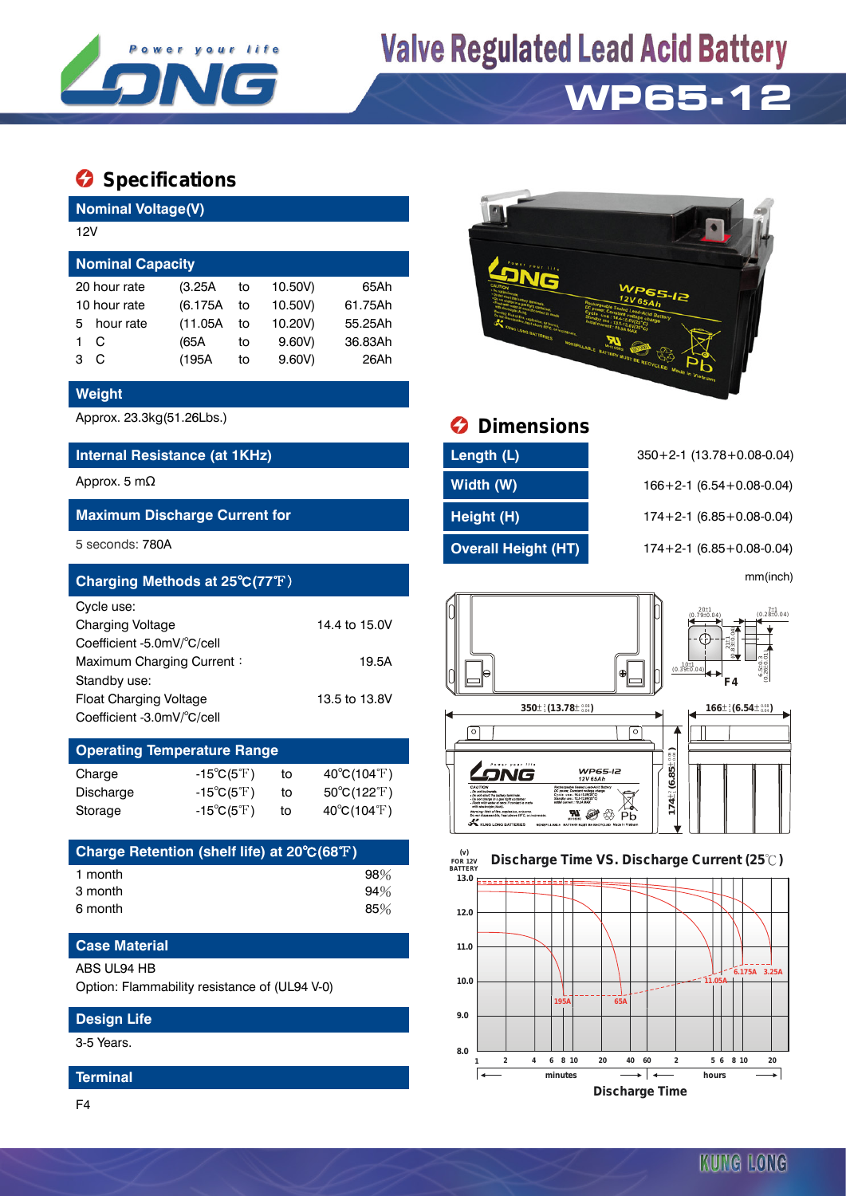# Valve Regulated Lead Acid Battery

# WP65-12

Power your life — LONG

## Specifications

### Nominal Voltage(V)

12V

### Nominal Capacity

| | | | | |
|---|---|---|---|---|
| 20 hour rate | (3.25A | to | 10.50V) | 65Ah |
| 10 hour rate | (6.175A | to | 10.50V) | 61.75Ah |
| 5 hour rate | (11.05A | to | 10.20V) | 55.25Ah |
| 1 C | (65A | to | 9.60V) | 36.83Ah |
| 3 C | (195A | to | 9.60V) | 26Ah |

### Weight

Approx. 23.3kg(51.26Lbs.)

### Internal Resistance (at 1KHz)

Approx. 5 mΩ

### Maximum Discharge Current for

5 seconds: 780A

### Charging Methods at 25℃(77℉)

Cycle use:

Charging Voltage 14.4 to 15.0V

Coefficient -5.0mV/℃/cell

Maximum Charging Current： 19.5A

Standby use:

Float Charging Voltage 13.5 to 13.8V

Coefficient -3.0mV/℃/cell

### Operating Temperature Range

| | | | |
|---|---|---|---|
| Charge | -15℃(5℉) | to | 40℃(104℉) |
| Discharge | -15℃(5℉) | to | 50℃(122℉) |
| Storage | -15℃(5℉) | to | 40℃(104℉) |

### Charge Retention (shelf life) at 20℃(68℉)

| | |
|---|---|
| 1 month | 98% |
| 3 month | 94% |
| 6 month | 85% |

### Case Material

ABS UL94 HB

Option: Flammability resistance of (UL94 V-0)

### Design Life

3-5 Years.

### Terminal

F4

## Dimensions

| | |
|---|---|
| Length (L) | 350+2-1 (13.78+0.08-0.04) |
| Width (W) | 166+2-1 (6.54+0.08-0.04) |
| Height (H) | 174+2-1 (6.85+0.08-0.04) |
| Overall Height (HT) | 174+2-1 (6.85+0.08-0.04) |

mm(inch)

## Discharge Time VS. Discharge Current (25℃)

(v) FOR 12V BATTERY — curves: 195A, 65A, 11.05A, 6.175A, 3.25A

Discharge Time (minutes / hours)

KUNG LONG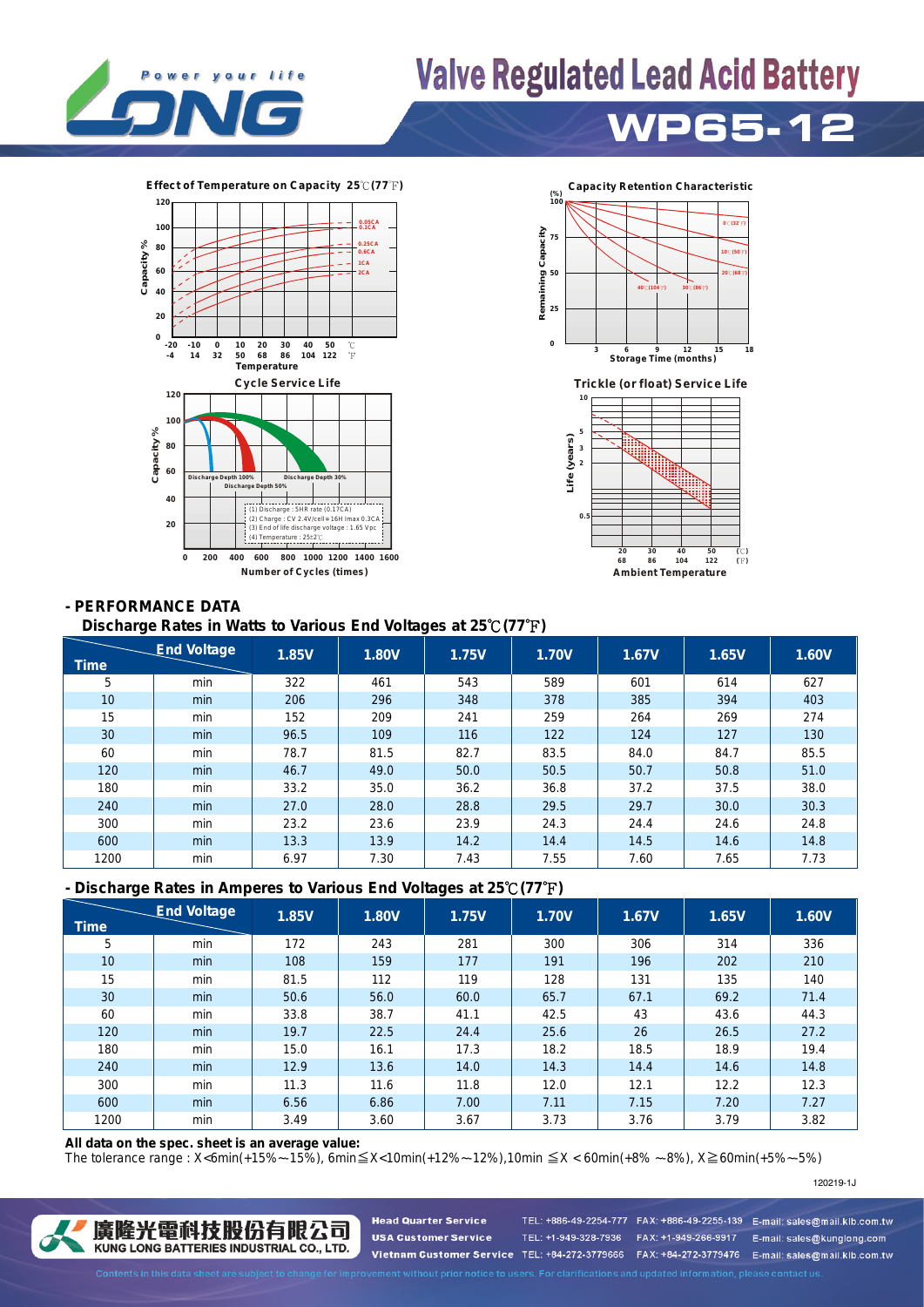# Valve Regulated Lead Acid Battery

## WP65-12

Power your life

LONG

Effect of Temperature on Capacity 25℃(77℉)

120
100
80
60
40
20
0

Capacity %

0.05CA
0.1CA
0.25CA
0.6CA
1CA
2CA

-20 -10 0 10 20 30 40 50 ℃
-4 14 32 50 68 86 104 122 ℉

Temperature

Capacity Retention Characteristic

(%)
100
75
50
25
0

Remaining Capacity

0℃(32℉)
10℃(50℉)
20℃(68℉)
40℃(104℉)
30℃(86℉)

3 6 9 12 15 18

Storage Time (months)

Cycle Service Life

120
100
80
60
40
20

Capacity %

Discharge Depth 100%
Discharge Depth 50%
Discharge Depth 30%

(1) Discharge : 5HR rate (0.17CA)
(2) Charge : CV 2.4V/cell≒16H Imax 0.3CA
(3) End of life discharge voltage : 1.65 Vpc
(4) Temperature : 25±2℃

0 200 400 600 800 1000 1200 1400 1600

Number of Cycles (times)

Trickle (or float) Service Life

10
5
3
2
0.5

Life (years)

20 30 40 50 (℃)
68 86 104 122 (℉)

Ambient Temperature

## - PERFORMANCE DATA

### Discharge Rates in Watts to Various End Voltages at 25℃(77℉)

| Time | | 1.85V | 1.80V | 1.75V | 1.70V | 1.67V | 1.65V | 1.60V |
|---|---|---|---|---|---|---|---|---|
| 5 | min | 322 | 461 | 543 | 589 | 601 | 614 | 627 |
| 10 | min | 206 | 296 | 348 | 378 | 385 | 394 | 403 |
| 15 | min | 152 | 209 | 241 | 259 | 264 | 269 | 274 |
| 30 | min | 96.5 | 109 | 116 | 122 | 124 | 127 | 130 |
| 60 | min | 78.7 | 81.5 | 82.7 | 83.5 | 84.0 | 84.7 | 85.5 |
| 120 | min | 46.7 | 49.0 | 50.0 | 50.5 | 50.7 | 50.8 | 51.0 |
| 180 | min | 33.2 | 35.0 | 36.2 | 36.8 | 37.2 | 37.5 | 38.0 |
| 240 | min | 27.0 | 28.0 | 28.8 | 29.5 | 29.7 | 30.0 | 30.3 |
| 300 | min | 23.2 | 23.6 | 23.9 | 24.3 | 24.4 | 24.6 | 24.8 |
| 600 | min | 13.3 | 13.9 | 14.2 | 14.4 | 14.5 | 14.6 | 14.8 |
| 1200 | min | 6.97 | 7.30 | 7.43 | 7.55 | 7.60 | 7.65 | 7.73 |

### - Discharge Rates in Amperes to Various End Voltages at 25℃(77℉)

| Time | | 1.85V | 1.80V | 1.75V | 1.70V | 1.67V | 1.65V | 1.60V |
|---|---|---|---|---|---|---|---|---|
| 5 | min | 172 | 243 | 281 | 300 | 306 | 314 | 336 |
| 10 | min | 108 | 159 | 177 | 191 | 196 | 202 | 210 |
| 15 | min | 81.5 | 112 | 119 | 128 | 131 | 135 | 140 |
| 30 | min | 50.6 | 56.0 | 60.0 | 65.7 | 67.1 | 69.2 | 71.4 |
| 60 | min | 33.8 | 38.7 | 41.1 | 42.5 | 43 | 43.6 | 44.3 |
| 120 | min | 19.7 | 22.5 | 24.4 | 25.6 | 26 | 26.5 | 27.2 |
| 180 | min | 15.0 | 16.1 | 17.3 | 18.2 | 18.5 | 18.9 | 19.4 |
| 240 | min | 12.9 | 13.6 | 14.0 | 14.3 | 14.4 | 14.6 | 14.8 |
| 300 | min | 11.3 | 11.6 | 11.8 | 12.0 | 12.1 | 12.2 | 12.3 |
| 600 | min | 6.56 | 6.86 | 7.00 | 7.11 | 7.15 | 7.20 | 7.27 |
| 1200 | min | 3.49 | 3.60 | 3.67 | 3.73 | 3.76 | 3.79 | 3.82 |

**All data on the spec. sheet is an average value:**

The tolerance range : X<6min(+15%～15%), 6min≦X<10min(+12%～12%),10min ≦X < 60min(+8% ～8%), X≧60min(+5%～5%)

120219-1J

廣隆光電科技股份有限公司
KUNG LONG BATTERIES INDUSTRIAL CO., LTD.

| | | | |
|---|---|---|---|
| Head Quarter Service | TEL: +886-49-2254-777 | FAX: +886-49-2255-139 | E-mail: sales@mail.klb.com.tw |
| USA Customer Service | TEL: +1-949-328-7936 | FAX: +1-949-266-9917 | E-mail: sales@kunglong.com |
| Vietnam Customer Service | TEL: +84-272-3779666 | FAX: +84-272-3779476 | E-mail: sales@mail.klb.com.tw |

Contents in this data sheet are subject to change for improvement without prior notice to users. For clarifications and updated information, please contact us.